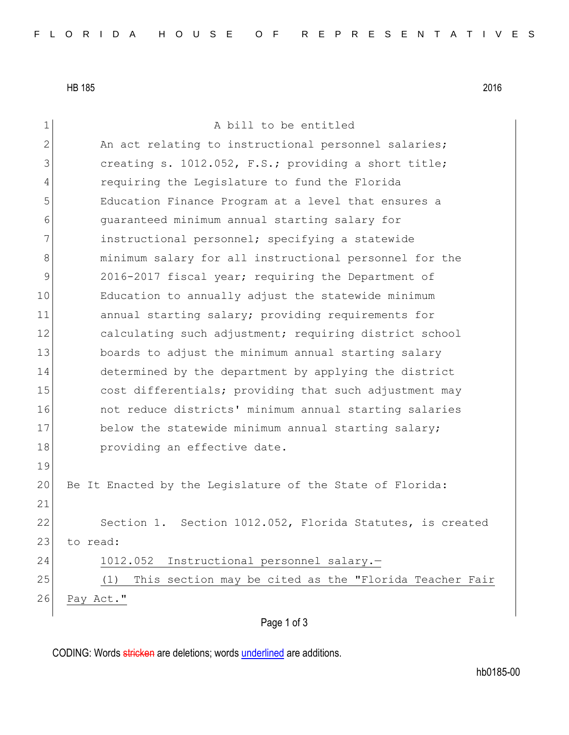HB 185 2016

A bill to be entitled

An act relating to instructional personnel salaries; creating s. 1012.052, F.S.; providing a short title; requiring the Legislature to fund the Florida Education Finance Program at a level that ensures a guaranteed minimum annual starting salary for instructional personnel; specifying a statewide minimum salary for all instructional personnel for the 2016-2017 fiscal year; requiring the Department of Education to annually adjust the statewide minimum annual starting salary; providing requirements for calculating such adjustment; requiring district school boards to adjust the minimum annual starting salary determined by the department by applying the district cost differentials; providing that such adjustment may not reduce districts' minimum annual starting salaries below the statewide minimum annual starting salary; providing an effective date.

Be It Enacted by the Legislature of the State of Florida:

Section 1. Section 1012.052, Florida Statutes, is created to read:

1012.052 Instructional personnel salary.—

(1) This section may be cited as the "Florida Teacher Fair Pay Act."

CODING: Words stricken are deletions; words underlined are additions.

hb0185-00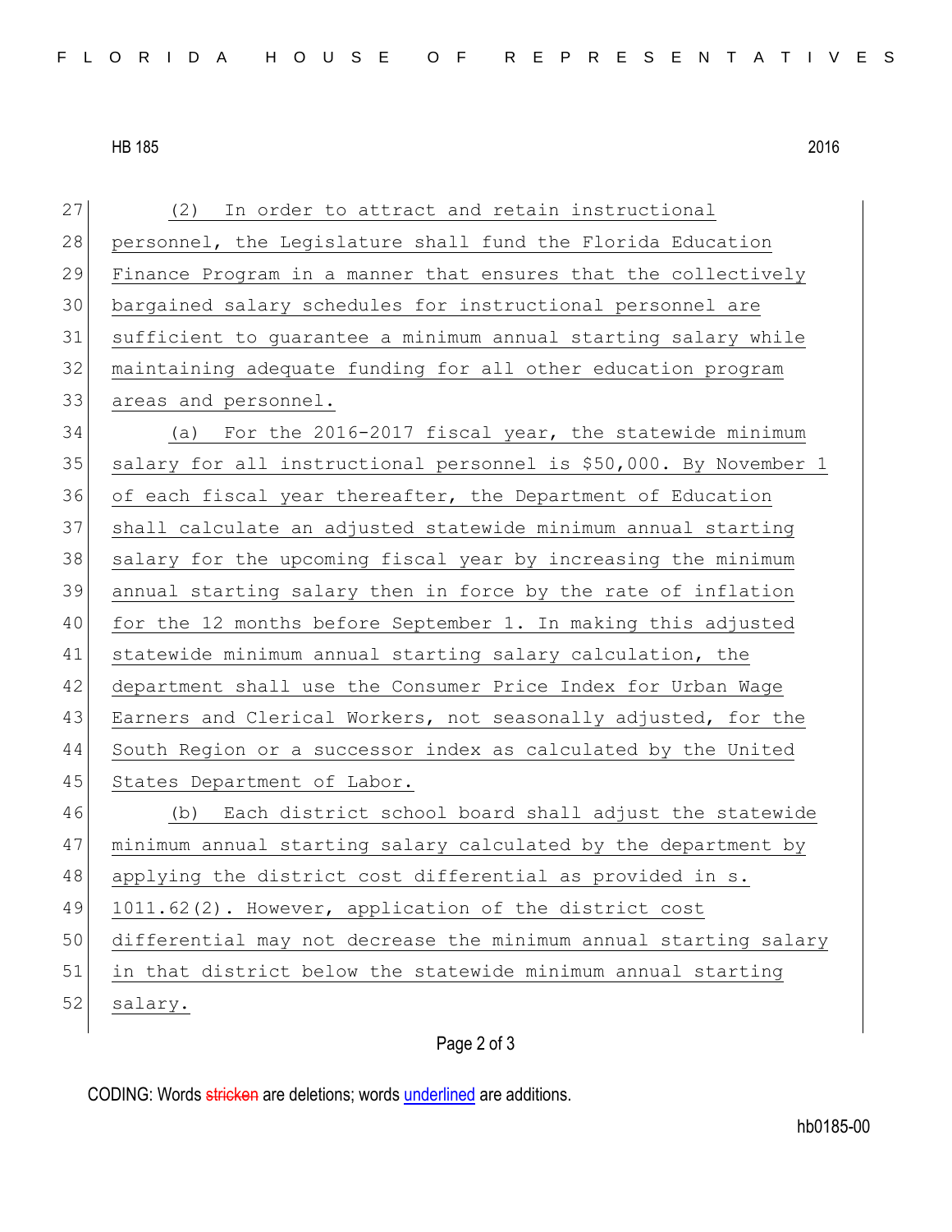(2) In order to attract and retain instructional personnel, the Legislature shall fund the Florida Education Finance Program in a manner that ensures that the collectively bargained salary schedules for instructional personnel are sufficient to guarantee a minimum annual starting salary while maintaining adequate funding for all other education program areas and personnel.

(a) For the 2016-2017 fiscal year, the statewide minimum salary for all instructional personnel is $50,000. By November 1 of each fiscal year thereafter, the Department of Education shall calculate an adjusted statewide minimum annual starting salary for the upcoming fiscal year by increasing the minimum annual starting salary then in force by the rate of inflation for the 12 months before September 1. In making this adjusted statewide minimum annual starting salary calculation, the department shall use the Consumer Price Index for Urban Wage Earners and Clerical Workers, not seasonally adjusted, for the South Region or a successor index as calculated by the United States Department of Labor.

(b) Each district school board shall adjust the statewide minimum annual starting salary calculated by the department by applying the district cost differential as provided in s. 1011.62(2). However, application of the district cost differential may not decrease the minimum annual starting salary in that district below the statewide minimum annual starting salary.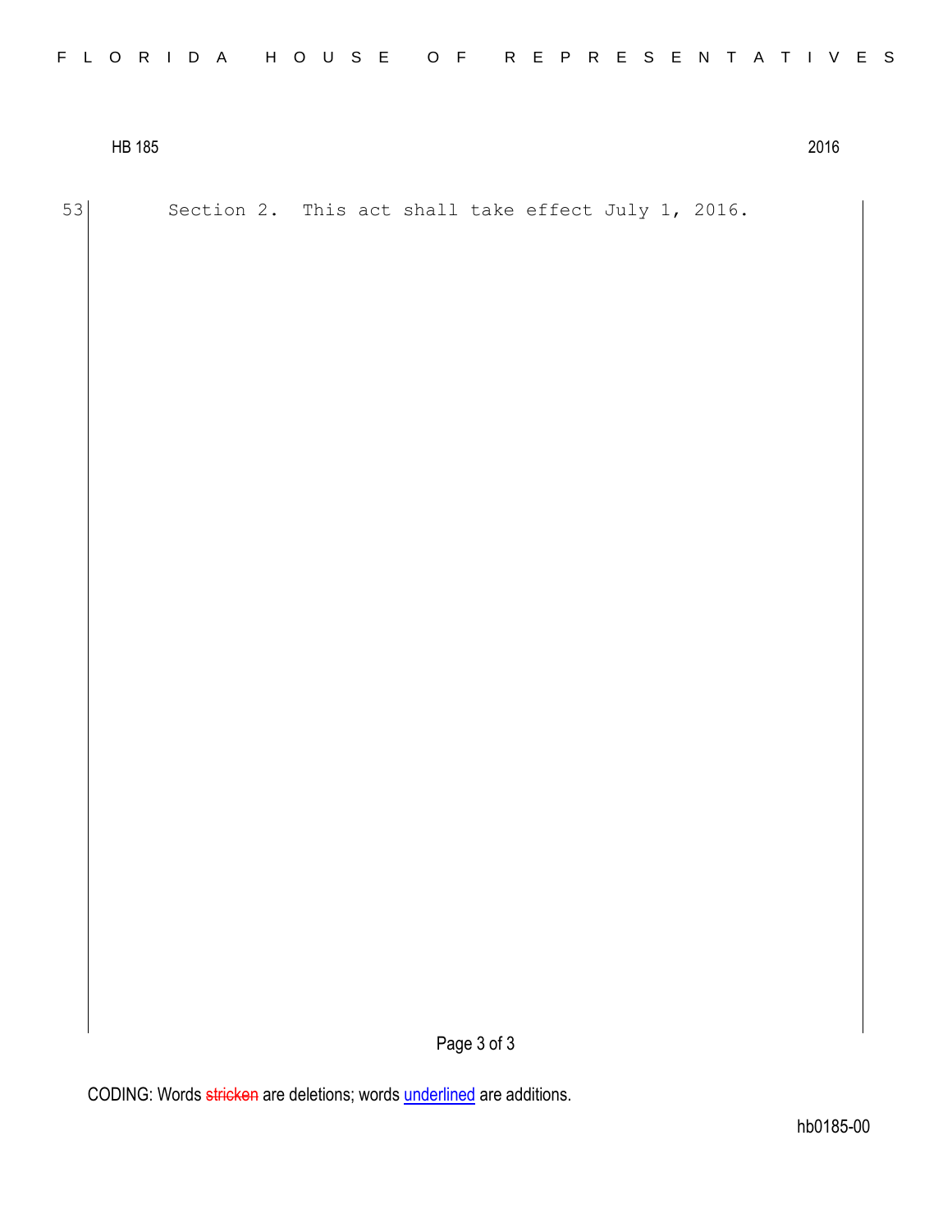53 Section 2. This act shall take effect July 1, 2016.